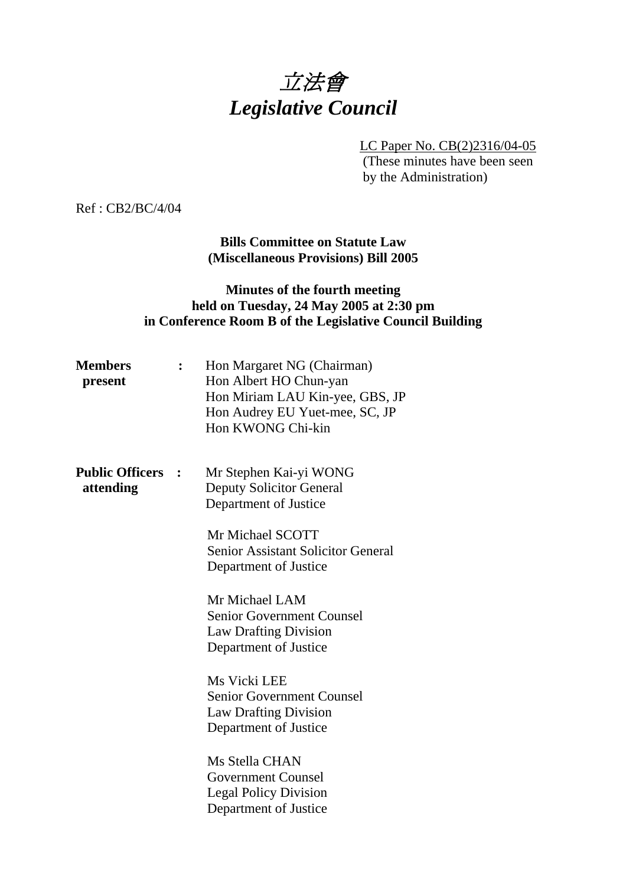# 立法會
# *Legislative Council*

LC Paper No. CB(2)2316/04-05
(These minutes have been seen by the Administration)

Ref : CB2/BC/4/04

**Bills Committee on Statute Law (Miscellaneous Provisions) Bill 2005**

**Minutes of the fourth meeting held on Tuesday, 24 May 2005 at 2:30 pm in Conference Room B of the Legislative Council Building**

**Members present** :
Hon Margaret NG (Chairman)
Hon Albert HO Chun-yan
Hon Miriam LAU Kin-yee, GBS, JP
Hon Audrey EU Yuet-mee, SC, JP
Hon KWONG Chi-kin

**Public Officers attending** :
Mr Stephen Kai-yi WONG
Deputy Solicitor General
Department of Justice

Mr Michael SCOTT
Senior Assistant Solicitor General
Department of Justice

Mr Michael LAM
Senior Government Counsel
Law Drafting Division
Department of Justice

Ms Vicki LEE
Senior Government Counsel
Law Drafting Division
Department of Justice

Ms Stella CHAN
Government Counsel
Legal Policy Division
Department of Justice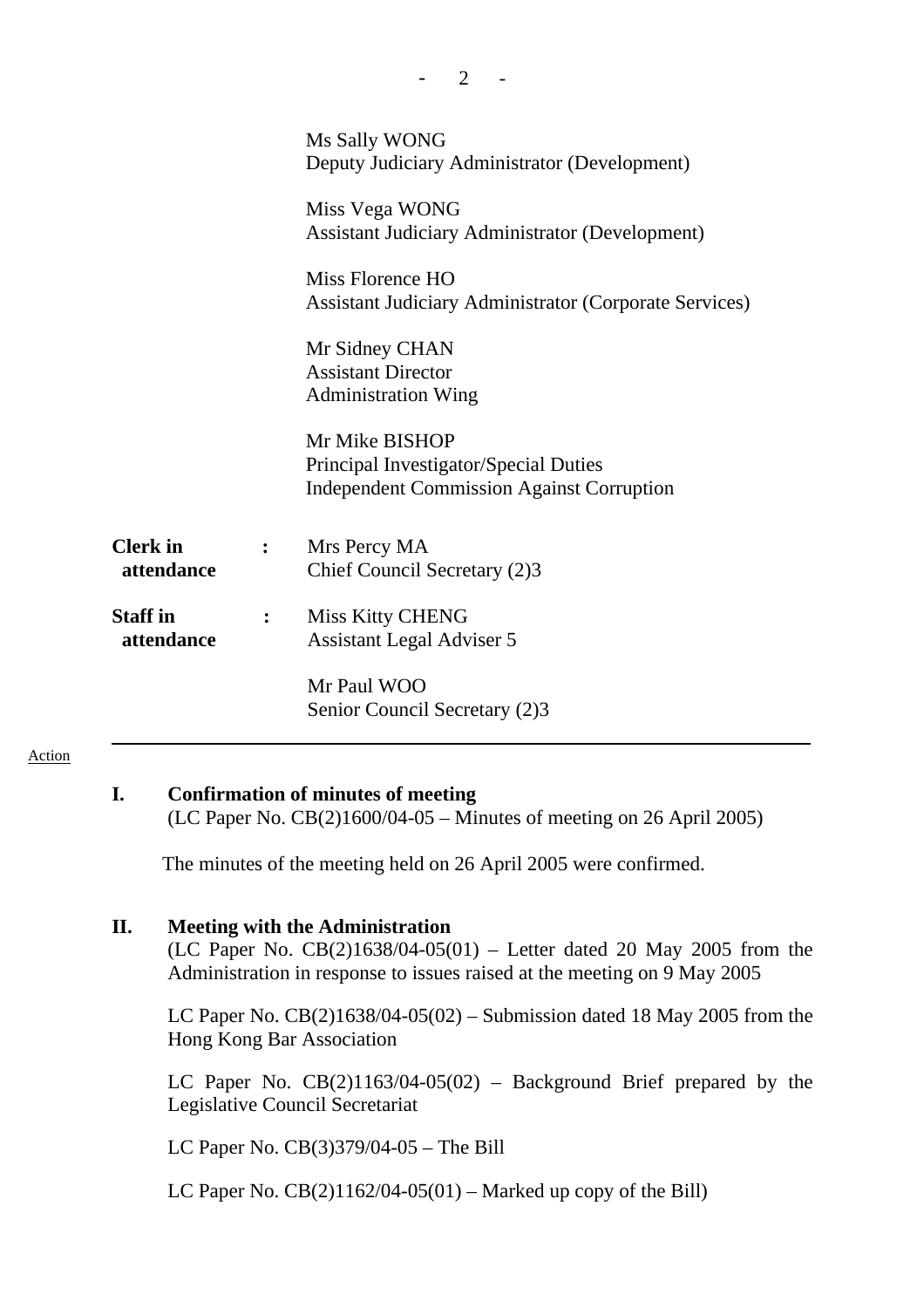Ms Sally WONG
Deputy Judiciary Administrator (Development)

Miss Vega WONG
Assistant Judiciary Administrator (Development)

Miss Florence HO
Assistant Judiciary Administrator (Corporate Services)

Mr Sidney CHAN
Assistant Director
Administration Wing

Mr Mike BISHOP
Principal Investigator/Special Duties
Independent Commission Against Corruption

**Clerk in attendance** : Mrs Percy MA
Chief Council Secretary (2)3

**Staff in attendance** : Miss Kitty CHENG
Assistant Legal Adviser 5

Mr Paul WOO
Senior Council Secretary (2)3

---

Action

**I. Confirmation of minutes of meeting**
(LC Paper No. CB(2)1600/04-05 – Minutes of meeting on 26 April 2005)

The minutes of the meeting held on 26 April 2005 were confirmed.

**II. Meeting with the Administration**
(LC Paper No. CB(2)1638/04-05(01) – Letter dated 20 May 2005 from the Administration in response to issues raised at the meeting on 9 May 2005

LC Paper No. CB(2)1638/04-05(02) – Submission dated 18 May 2005 from the Hong Kong Bar Association

LC Paper No. CB(2)1163/04-05(02) – Background Brief prepared by the Legislative Council Secretariat

LC Paper No. CB(3)379/04-05 – The Bill

LC Paper No. CB(2)1162/04-05(01) – Marked up copy of the Bill)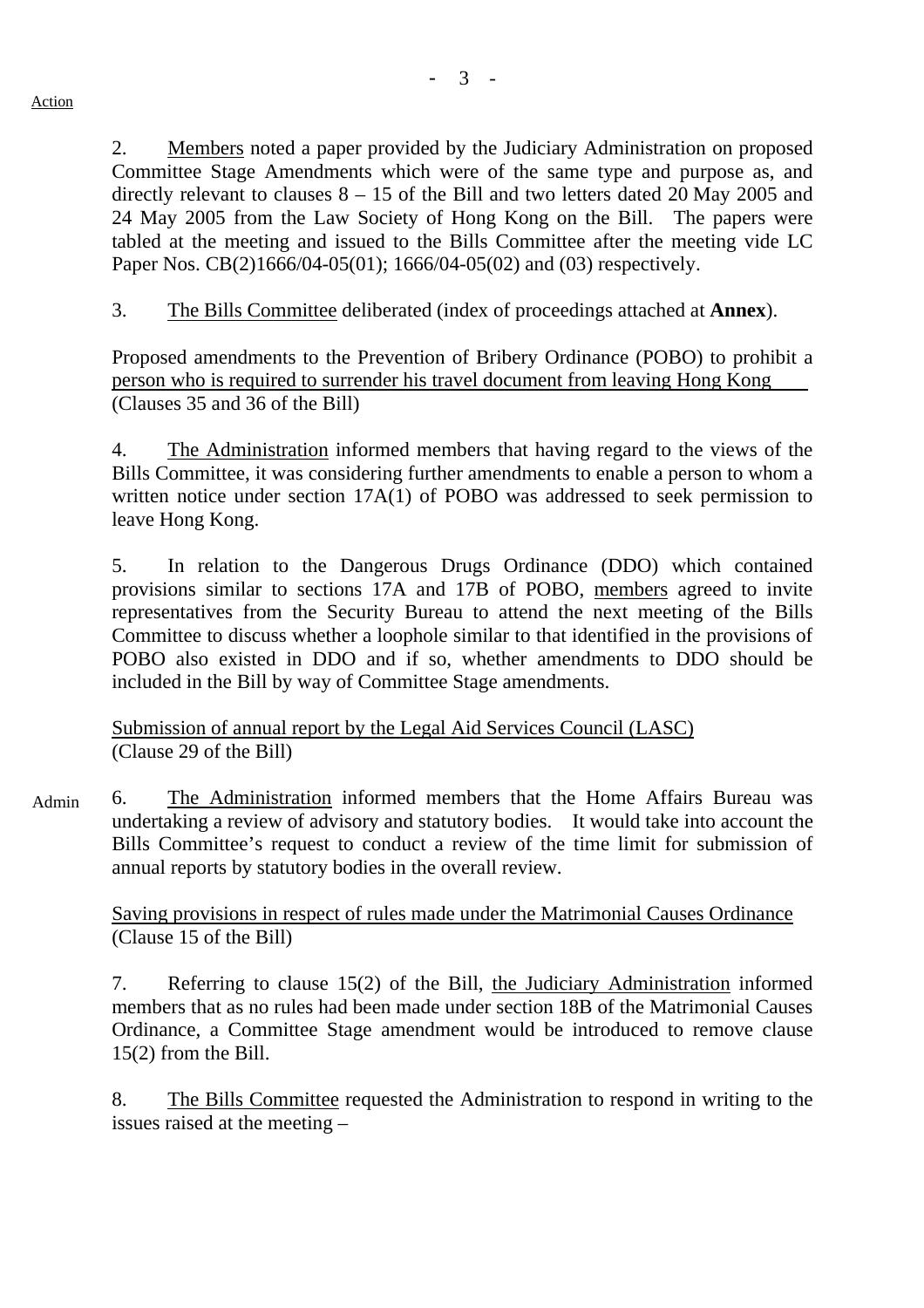Action

2. Members noted a paper provided by the Judiciary Administration on proposed Committee Stage Amendments which were of the same type and purpose as, and directly relevant to clauses 8 – 15 of the Bill and two letters dated 20 May 2005 and 24 May 2005 from the Law Society of Hong Kong on the Bill. The papers were tabled at the meeting and issued to the Bills Committee after the meeting vide LC Paper Nos. CB(2)1666/04-05(01); 1666/04-05(02) and (03) respectively.

3. The Bills Committee deliberated (index of proceedings attached at **Annex**).

Proposed amendments to the Prevention of Bribery Ordinance (POBO) to prohibit a person who is required to surrender his travel document from leaving Hong Kong
(Clauses 35 and 36 of the Bill)

4. The Administration informed members that having regard to the views of the Bills Committee, it was considering further amendments to enable a person to whom a written notice under section 17A(1) of POBO was addressed to seek permission to leave Hong Kong.

5. In relation to the Dangerous Drugs Ordinance (DDO) which contained provisions similar to sections 17A and 17B of POBO, members agreed to invite representatives from the Security Bureau to attend the next meeting of the Bills Committee to discuss whether a loophole similar to that identified in the provisions of POBO also existed in DDO and if so, whether amendments to DDO should be included in the Bill by way of Committee Stage amendments.

Submission of annual report by the Legal Aid Services Council (LASC)
(Clause 29 of the Bill)

Admin

6. The Administration informed members that the Home Affairs Bureau was undertaking a review of advisory and statutory bodies. It would take into account the Bills Committee's request to conduct a review of the time limit for submission of annual reports by statutory bodies in the overall review.

Saving provisions in respect of rules made under the Matrimonial Causes Ordinance
(Clause 15 of the Bill)

7. Referring to clause 15(2) of the Bill, the Judiciary Administration informed members that as no rules had been made under section 18B of the Matrimonial Causes Ordinance, a Committee Stage amendment would be introduced to remove clause 15(2) from the Bill.

8. The Bills Committee requested the Administration to respond in writing to the issues raised at the meeting –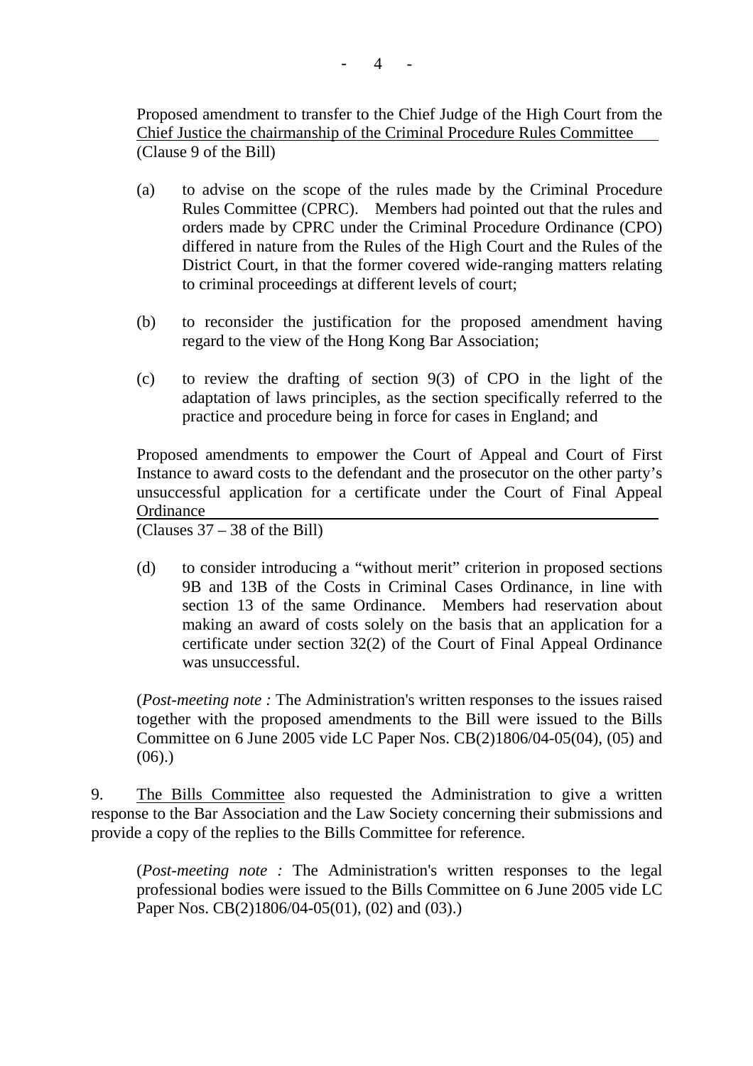Proposed amendment to transfer to the Chief Judge of the High Court from the Chief Justice the chairmanship of the Criminal Procedure Rules Committee (Clause 9 of the Bill)

(a) to advise on the scope of the rules made by the Criminal Procedure Rules Committee (CPRC). Members had pointed out that the rules and orders made by CPRC under the Criminal Procedure Ordinance (CPO) differed in nature from the Rules of the High Court and the Rules of the District Court, in that the former covered wide-ranging matters relating to criminal proceedings at different levels of court;

(b) to reconsider the justification for the proposed amendment having regard to the view of the Hong Kong Bar Association;

(c) to review the drafting of section 9(3) of CPO in the light of the adaptation of laws principles, as the section specifically referred to the practice and procedure being in force for cases in England; and

Proposed amendments to empower the Court of Appeal and Court of First Instance to award costs to the defendant and the prosecutor on the other party's unsuccessful application for a certificate under the Court of Final Appeal Ordinance (Clauses 37 – 38 of the Bill)

(d) to consider introducing a "without merit" criterion in proposed sections 9B and 13B of the Costs in Criminal Cases Ordinance, in line with section 13 of the same Ordinance. Members had reservation about making an award of costs solely on the basis that an application for a certificate under section 32(2) of the Court of Final Appeal Ordinance was unsuccessful.

(*Post-meeting note :* The Administration's written responses to the issues raised together with the proposed amendments to the Bill were issued to the Bills Committee on 6 June 2005 vide LC Paper Nos. CB(2)1806/04-05(04), (05) and (06).)

9. The Bills Committee also requested the Administration to give a written response to the Bar Association and the Law Society concerning their submissions and provide a copy of the replies to the Bills Committee for reference.

(*Post-meeting note :* The Administration's written responses to the legal professional bodies were issued to the Bills Committee on 6 June 2005 vide LC Paper Nos. CB(2)1806/04-05(01), (02) and (03).)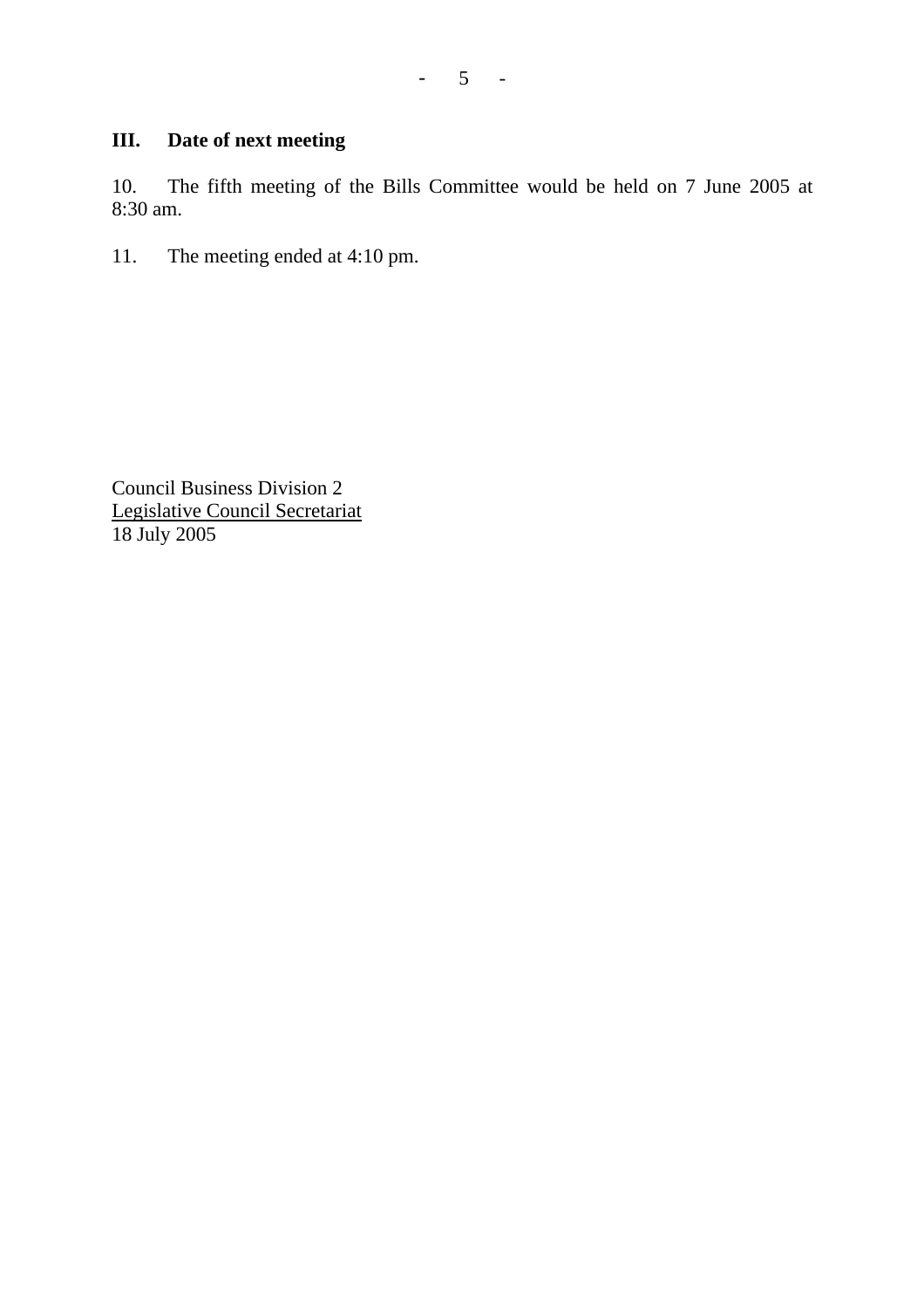## III. Date of next meeting

10. The fifth meeting of the Bills Committee would be held on 7 June 2005 at 8:30 am.

11. The meeting ended at 4:10 pm.

Council Business Division 2
Legislative Council Secretariat
18 July 2005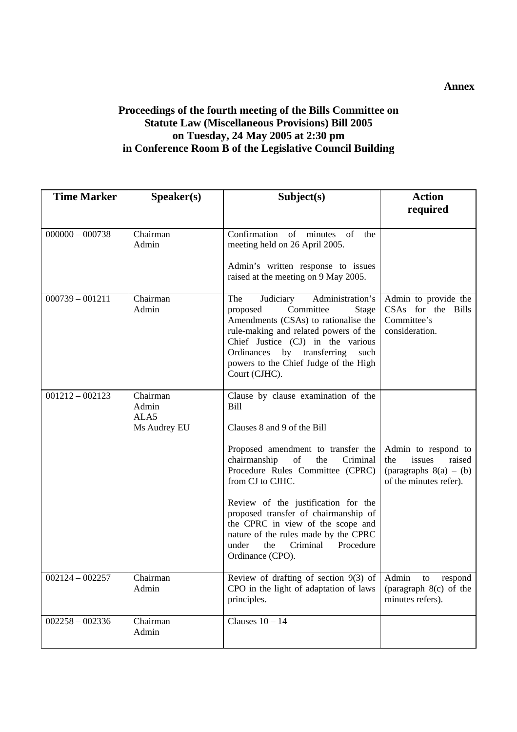**Annex**

**Proceedings of the fourth meeting of the Bills Committee on Statute Law (Miscellaneous Provisions) Bill 2005 on Tuesday, 24 May 2005 at 2:30 pm in Conference Room B of the Legislative Council Building**

| Time Marker | Speaker(s) | Subject(s) | Action required |
|---|---|---|---|
| 000000 – 000738 | Chairman<br>Admin | Confirmation of minutes of the meeting held on 26 April 2005.<br><br>Admin's written response to issues raised at the meeting on 9 May 2005. | |
| 000739 – 001211 | Chairman<br>Admin | The Judiciary Administration's proposed Committee Stage Amendments (CSAs) to rationalise the rule-making and related powers of the Chief Justice (CJ) in the various Ordinances by transferring such powers to the Chief Judge of the High Court (CJHC). | Admin to provide the CSAs for the Bills Committee's consideration. |
| 001212 – 002123 | Chairman<br>Admin<br>ALA5<br>Ms Audrey EU | Clause by clause examination of the Bill<br><br>Clauses 8 and 9 of the Bill<br><br>Proposed amendment to transfer the chairmanship of the Criminal Procedure Rules Committee (CPRC) from CJ to CJHC.<br><br>Review of the justification for the proposed transfer of chairmanship of the CPRC in view of the scope and nature of the rules made by the CPRC under the Criminal Procedure Ordinance (CPO). | Admin to respond to the issues raised (paragraphs 8(a) – (b) of the minutes refer). |
| 002124 – 002257 | Chairman<br>Admin | Review of drafting of section 9(3) of CPO in the light of adaptation of laws principles. | Admin to respond (paragraph 8(c) of the minutes refers). |
| 002258 – 002336 | Chairman<br>Admin | Clauses 10 – 14 | |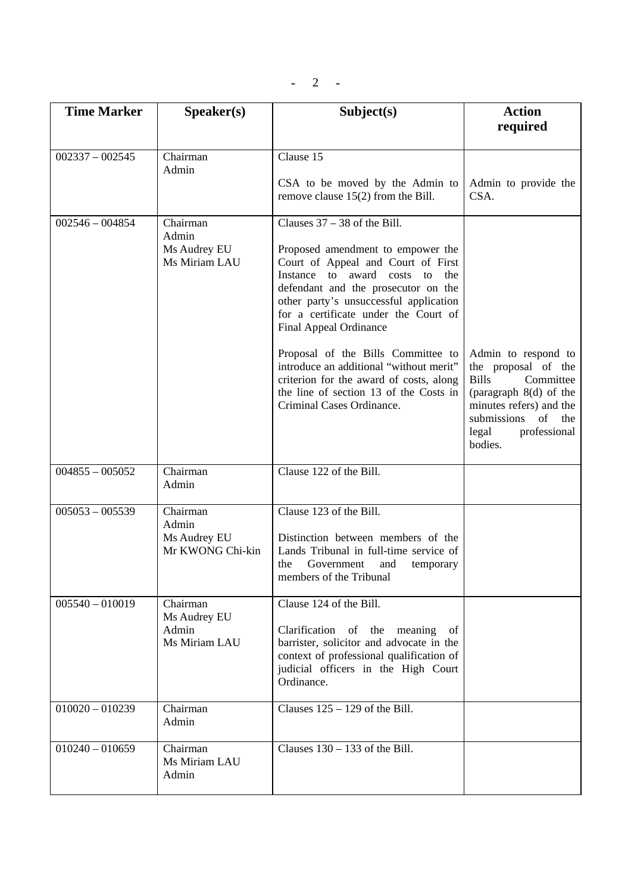| Time Marker | Speaker(s) | Subject(s) | Action required |
|---|---|---|---|
| 002337 – 002545 | Chairman<br>Admin | Clause 15<br><br>CSA to be moved by the Admin to remove clause 15(2) from the Bill. | Admin to provide the CSA. |
| 002546 – 004854 | Chairman<br>Admin<br>Ms Audrey EU<br>Ms Miriam LAU | Clauses 37 – 38 of the Bill.<br><br>Proposed amendment to empower the Court of Appeal and Court of First Instance to award costs to the defendant and the prosecutor on the other party's unsuccessful application for a certificate under the Court of Final Appeal Ordinance<br><br>Proposal of the Bills Committee to introduce an additional "without merit" criterion for the award of costs, along the line of section 13 of the Costs in Criminal Cases Ordinance. | Admin to respond to the proposal of the Bills Committee (paragraph 8(d) of the minutes refers) and the submissions of the legal professional bodies. |
| 004855 – 005052 | Chairman<br>Admin | Clause 122 of the Bill. | |
| 005053 – 005539 | Chairman<br>Admin<br>Ms Audrey EU<br>Mr KWONG Chi-kin | Clause 123 of the Bill.<br><br>Distinction between members of the Lands Tribunal in full-time service of the Government and temporary members of the Tribunal | |
| 005540 – 010019 | Chairman<br>Ms Audrey EU<br>Admin<br>Ms Miriam LAU | Clause 124 of the Bill.<br><br>Clarification of the meaning of barrister, solicitor and advocate in the context of professional qualification of judicial officers in the High Court Ordinance. | |
| 010020 – 010239 | Chairman<br>Admin | Clauses 125 – 129 of the Bill. | |
| 010240 – 010659 | Chairman<br>Ms Miriam LAU<br>Admin | Clauses 130 – 133 of the Bill. | |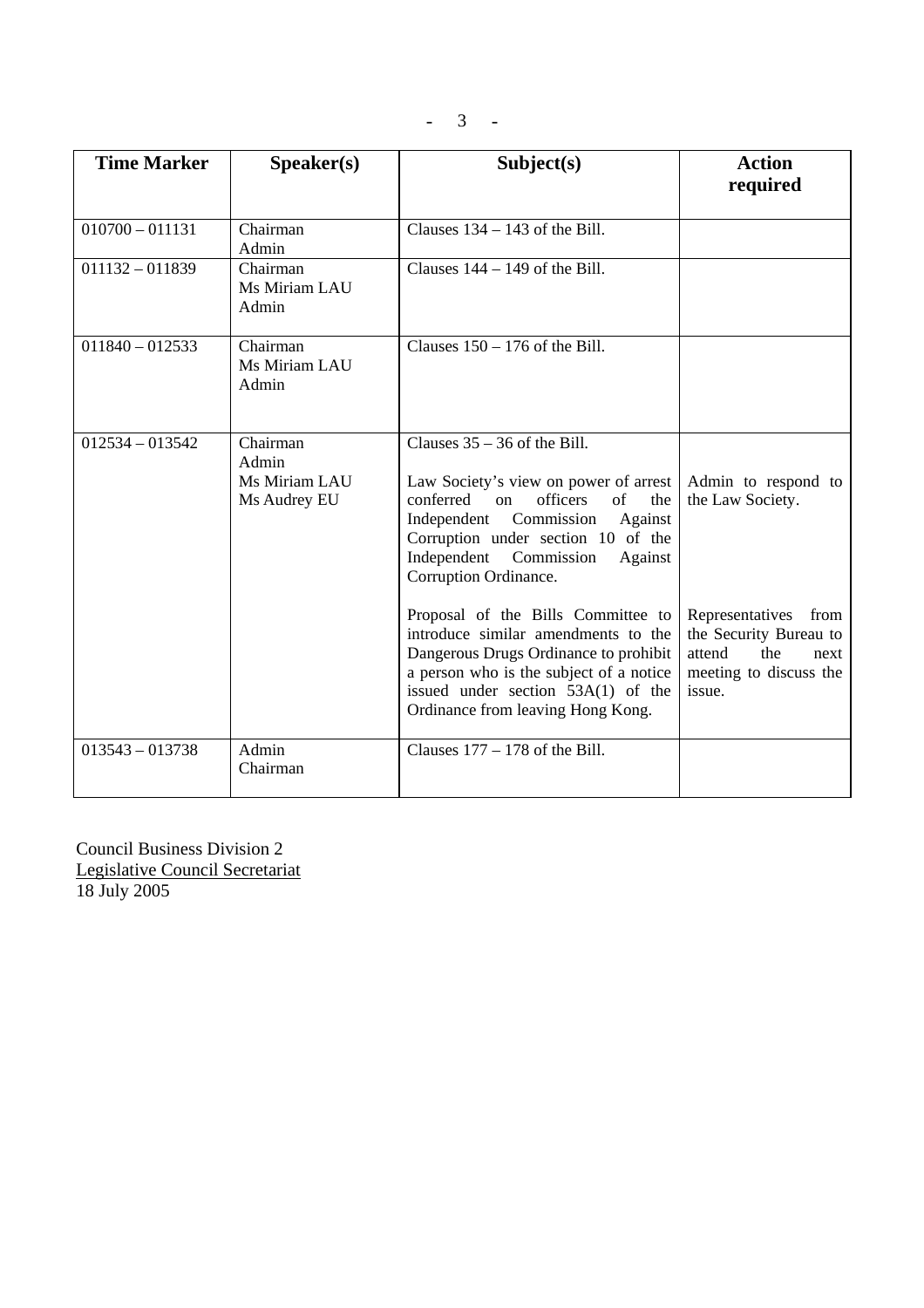| Time Marker | Speaker(s) | Subject(s) | Action required |
|---|---|---|---|
| 010700 – 011131 | Chairman<br>Admin | Clauses 134 – 143 of the Bill. | |
| 011132 – 011839 | Chairman<br>Ms Miriam LAU<br>Admin | Clauses 144 – 149 of the Bill. | |
| 011840 – 012533 | Chairman<br>Ms Miriam LAU<br>Admin | Clauses 150 – 176 of the Bill. | |
| 012534 – 013542 | Chairman<br>Admin<br>Ms Miriam LAU<br>Ms Audrey EU | Clauses 35 – 36 of the Bill.<br><br>Law Society's view on power of arrest conferred on officers of the Independent Commission Against Corruption under section 10 of the Independent Commission Against Corruption Ordinance.<br><br>Proposal of the Bills Committee to introduce similar amendments to the Dangerous Drugs Ordinance to prohibit a person who is the subject of a notice issued under section 53A(1) of the Ordinance from leaving Hong Kong. | Admin to respond to the Law Society.<br><br>Representatives from the Security Bureau to attend the next meeting to discuss the issue. |
| 013543 – 013738 | Admin<br>Chairman | Clauses 177 – 178 of the Bill. | |

Council Business Division 2
Legislative Council Secretariat
18 July 2005